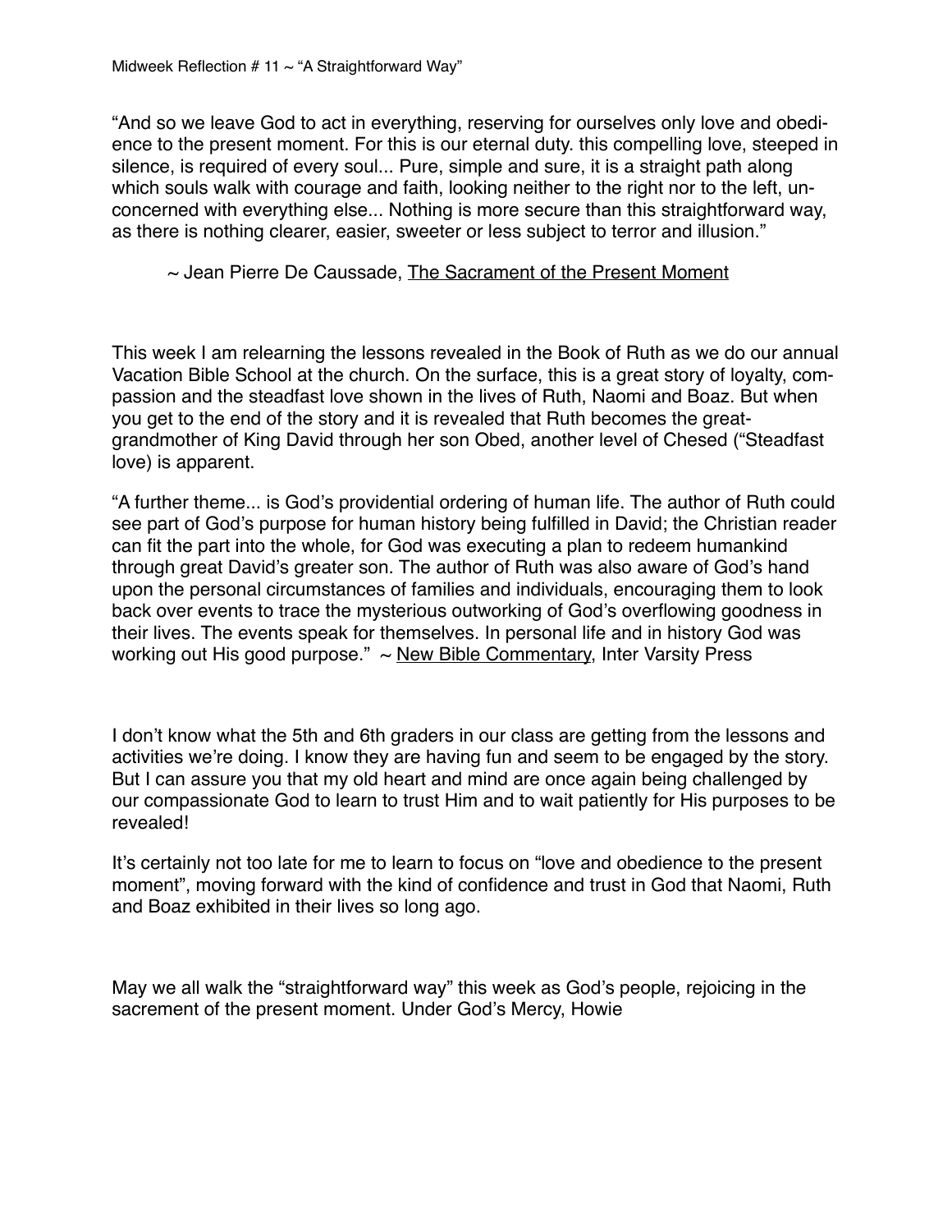Midweek Reflection # 11 ~ "A Straightforward Way"

"And so we leave God to act in everything, reserving for ourselves only love and obedience to the present moment. For this is our eternal duty. this compelling love, steeped in silence, is required of every soul... Pure, simple and sure, it is a straight path along which souls walk with courage and faith, looking neither to the right nor to the left, unconcerned with everything else... Nothing is more secure than this straightforward way, as there is nothing clearer, easier, sweeter or less subject to terror and illusion."

~ Jean Pierre De Caussade, The Sacrament of the Present Moment

This week I am relearning the lessons revealed in the Book of Ruth as we do our annual Vacation Bible School at the church. On the surface, this is a great story of loyalty, compassion and the steadfast love shown in the lives of Ruth, Naomi and Boaz. But when you get to the end of the story and it is revealed that Ruth becomes the great-grandmother of King David through her son Obed, another level of Chesed ("Steadfast love) is apparent.

"A further theme... is God's providential ordering of human life. The author of Ruth could see part of God's purpose for human history being fulfilled in David; the Christian reader can fit the part into the whole, for God was executing a plan to redeem humankind through great David's greater son. The author of Ruth was also aware of God's hand upon the personal circumstances of families and individuals, encouraging them to look back over events to trace the mysterious outworking of God's overflowing goodness in their lives. The events speak for themselves. In personal life and in history God was working out His good purpose." ~ New Bible Commentary, Inter Varsity Press

I don't know what the 5th and 6th graders in our class are getting from the lessons and activities we're doing. I know they are having fun and seem to be engaged by the story. But I can assure you that my old heart and mind are once again being challenged by our compassionate God to learn to trust Him and to wait patiently for His purposes to be revealed!

It's certainly not too late for me to learn to focus on "love and obedience to the present moment", moving forward with the kind of confidence and trust in God that Naomi, Ruth and Boaz exhibited in their lives so long ago.

May we all walk the "straightforward way" this week as God's people, rejoicing in the sacrement of the present moment. Under God's Mercy, Howie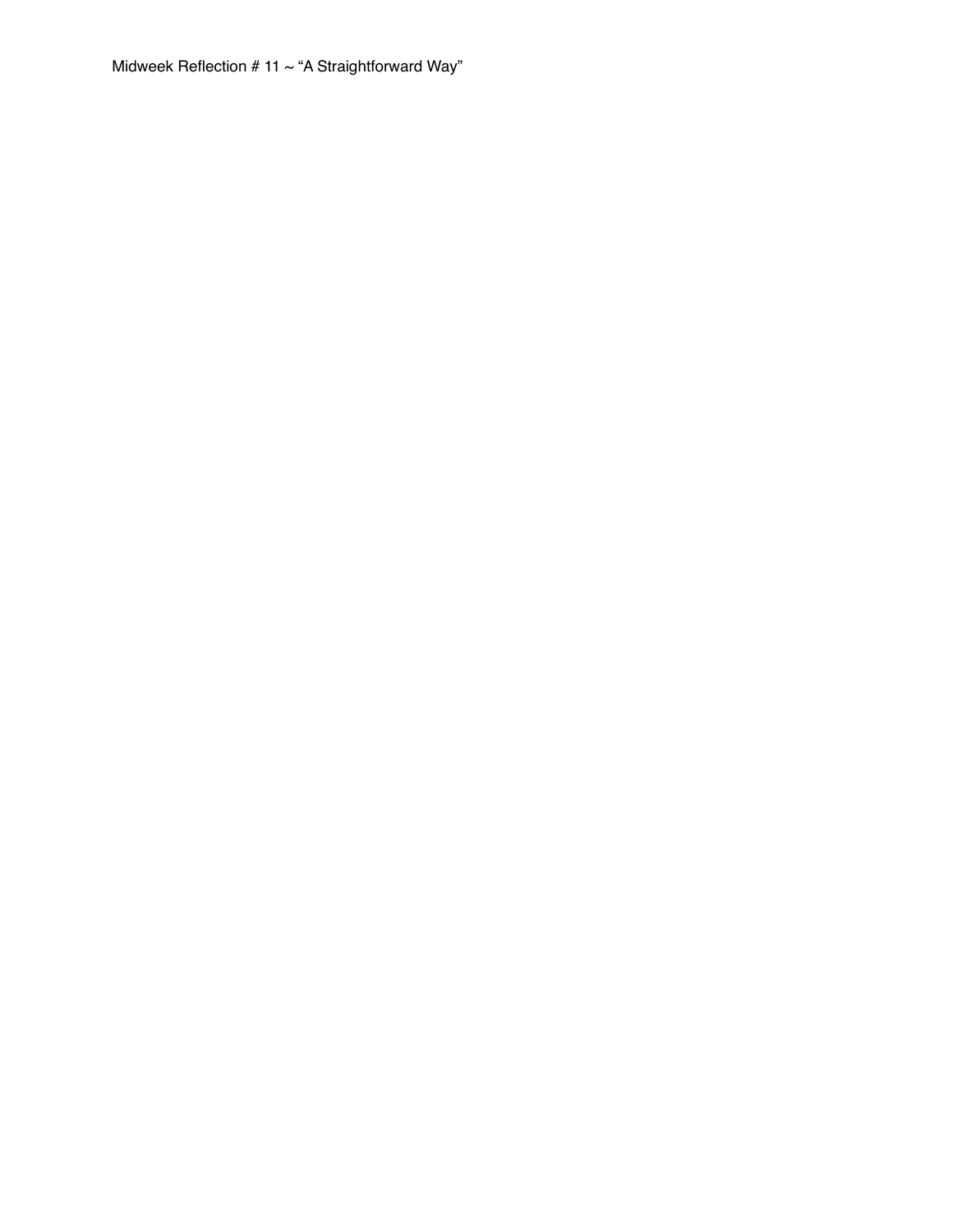Midweek Reflection # 11 ~ “A Straightforward Way”